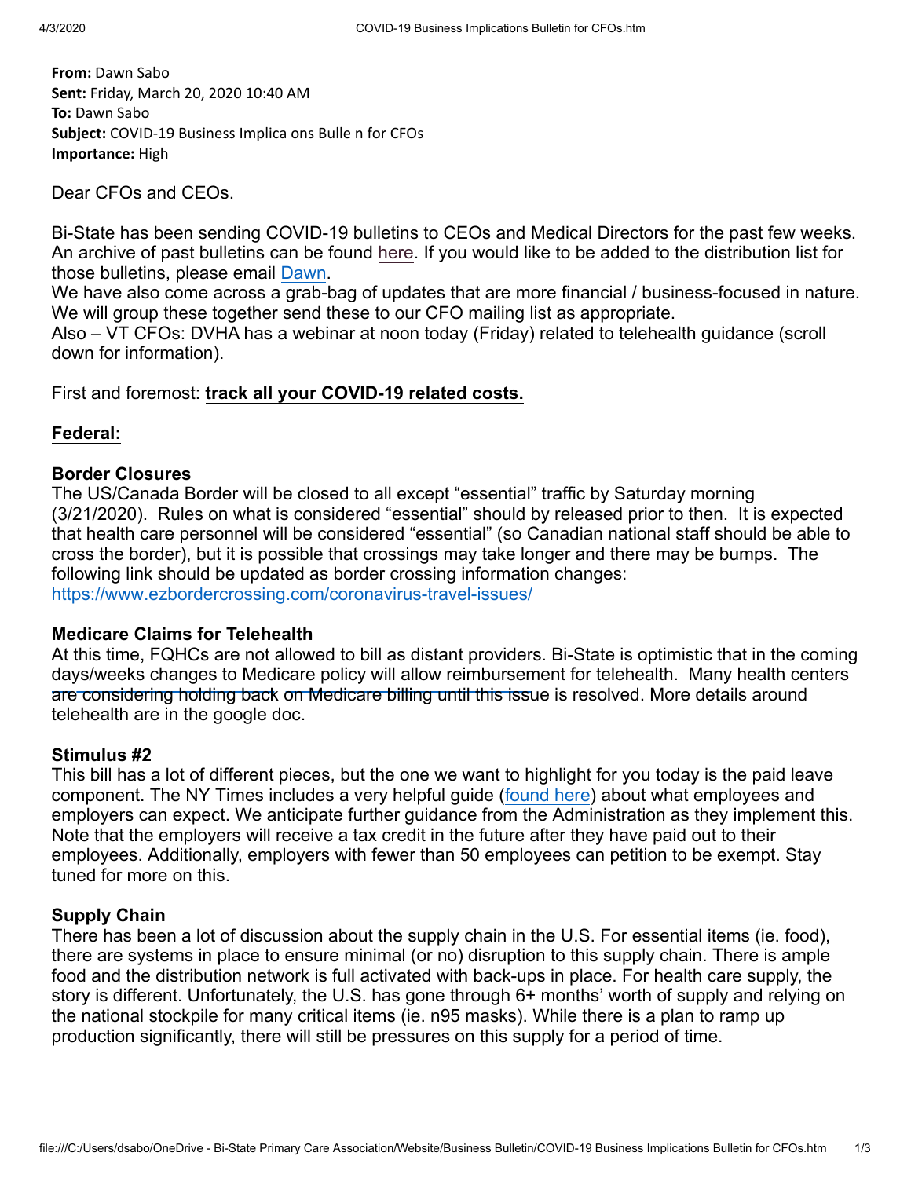**From:** Dawn Sabo
**Sent:** Friday, March 20, 2020 10:40 AM
**To:** Dawn Sabo
**Subject:** COVID-19 Business Implica ons Bulle n for CFOs
**Importance:** High

Dear CFOs and CEOs.

Bi-State has been sending COVID-19 bulletins to CEOs and Medical Directors for the past few weeks. An archive of past bulletins can be found here. If you would like to be added to the distribution list for those bulletins, please email Dawn.
We have also come across a grab-bag of updates that are more financial / business-focused in nature. We will group these together send these to our CFO mailing list as appropriate.
Also – VT CFOs: DVHA has a webinar at noon today (Friday) related to telehealth guidance (scroll down for information).

First and foremost: **track all your COVID-19 related costs.**

## Federal:

### Border Closures

The US/Canada Border will be closed to all except "essential" traffic by Saturday morning (3/21/2020). Rules on what is considered "essential" should by released prior to then. It is expected that health care personnel will be considered "essential" (so Canadian national staff should be able to cross the border), but it is possible that crossings may take longer and there may be bumps. The following link should be updated as border crossing information changes:
https://www.ezbordercrossing.com/coronavirus-travel-issues/

### Medicare Claims for Telehealth

At this time, FQHCs are not allowed to bill as distant providers. Bi-State is optimistic that in the coming days/weeks changes to Medicare policy will allow reimbursement for telehealth. Many health centers are considering holding back on Medicare billing until this issue is resolved. More details around telehealth are in the google doc.

### Stimulus #2

This bill has a lot of different pieces, but the one we want to highlight for you today is the paid leave component. The NY Times includes a very helpful guide (found here) about what employees and employers can expect. We anticipate further guidance from the Administration as they implement this. Note that the employers will receive a tax credit in the future after they have paid out to their employees. Additionally, employers with fewer than 50 employees can petition to be exempt. Stay tuned for more on this.

### Supply Chain

There has been a lot of discussion about the supply chain in the U.S. For essential items (ie. food), there are systems in place to ensure minimal (or no) disruption to this supply chain. There is ample food and the distribution network is full activated with back-ups in place. For health care supply, the story is different. Unfortunately, the U.S. has gone through 6+ months' worth of supply and relying on the national stockpile for many critical items (ie. n95 masks). While there is a plan to ramp up production significantly, there will still be pressures on this supply for a period of time.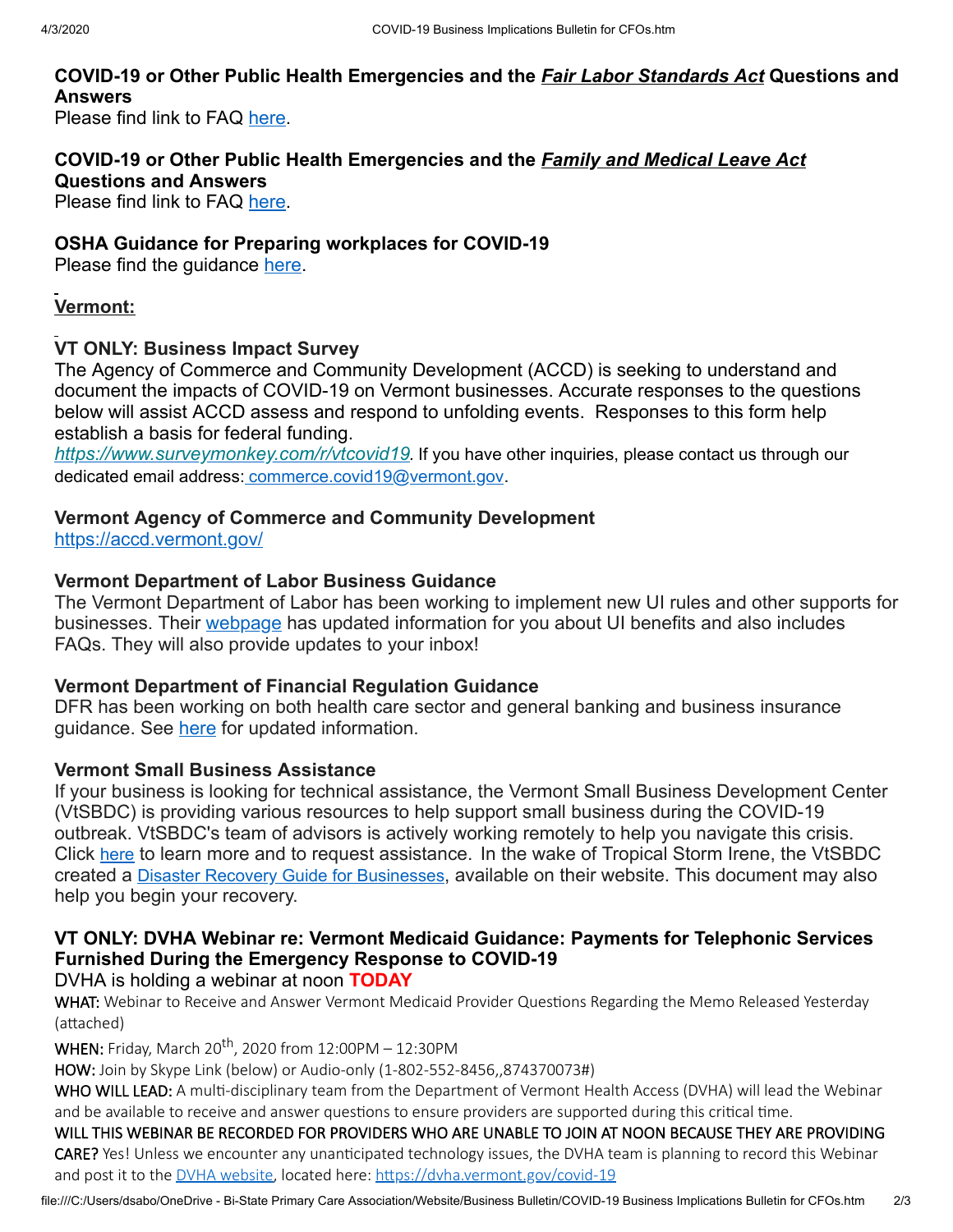### COVID-19 or Other Public Health Emergencies and the *Fair Labor Standards Act* Questions and Answers

Please find link to FAQ here.

### COVID-19 or Other Public Health Emergencies and the *Family and Medical Leave Act* Questions and Answers

Please find link to FAQ here.

### OSHA Guidance for Preparing workplaces for COVID-19

Please find the guidance here.

## Vermont:

### VT ONLY: Business Impact Survey

The Agency of Commerce and Community Development (ACCD) is seeking to understand and document the impacts of COVID-19 on Vermont businesses. Accurate responses to the questions below will assist ACCD assess and respond to unfolding events. Responses to this form help establish a basis for federal funding.

*https://www.surveymonkey.com/r/vtcovid19*. If you have other inquiries, please contact us through our dedicated email address: commerce.covid19@vermont.gov.

### Vermont Agency of Commerce and Community Development

https://accd.vermont.gov/

### Vermont Department of Labor Business Guidance

The Vermont Department of Labor has been working to implement new UI rules and other supports for businesses. Their webpage has updated information for you about UI benefits and also includes FAQs. They will also provide updates to your inbox!

### Vermont Department of Financial Regulation Guidance

DFR has been working on both health care sector and general banking and business insurance guidance. See here for updated information.

### Vermont Small Business Assistance

If your business is looking for technical assistance, the Vermont Small Business Development Center (VtSBDC) is providing various resources to help support small business during the COVID-19 outbreak. VtSBDC's team of advisors is actively working remotely to help you navigate this crisis. Click here to learn more and to request assistance. In the wake of Tropical Storm Irene, the VtSBDC created a Disaster Recovery Guide for Businesses, available on their website. This document may also help you begin your recovery.

### VT ONLY: DVHA Webinar re: Vermont Medicaid Guidance: Payments for Telephonic Services Furnished During the Emergency Response to COVID-19

DVHA is holding a webinar at noon **TODAY**

**WHAT:** Webinar to Receive and Answer Vermont Medicaid Provider Questions Regarding the Memo Released Yesterday (attached)

**WHEN:** Friday, March 20th, 2020 from 12:00PM – 12:30PM

**HOW:** Join by Skype Link (below) or Audio-only (1-802-552-8456,,874370073#)

**WHO WILL LEAD:** A multi-disciplinary team from the Department of Vermont Health Access (DVHA) will lead the Webinar and be available to receive and answer questions to ensure providers are supported during this critical time.

**WILL THIS WEBINAR BE RECORDED FOR PROVIDERS WHO ARE UNABLE TO JOIN AT NOON BECAUSE THEY ARE PROVIDING CARE?** Yes! Unless we encounter any unanticipated technology issues, the DVHA team is planning to record this Webinar and post it to the DVHA website, located here: https://dvha.vermont.gov/covid-19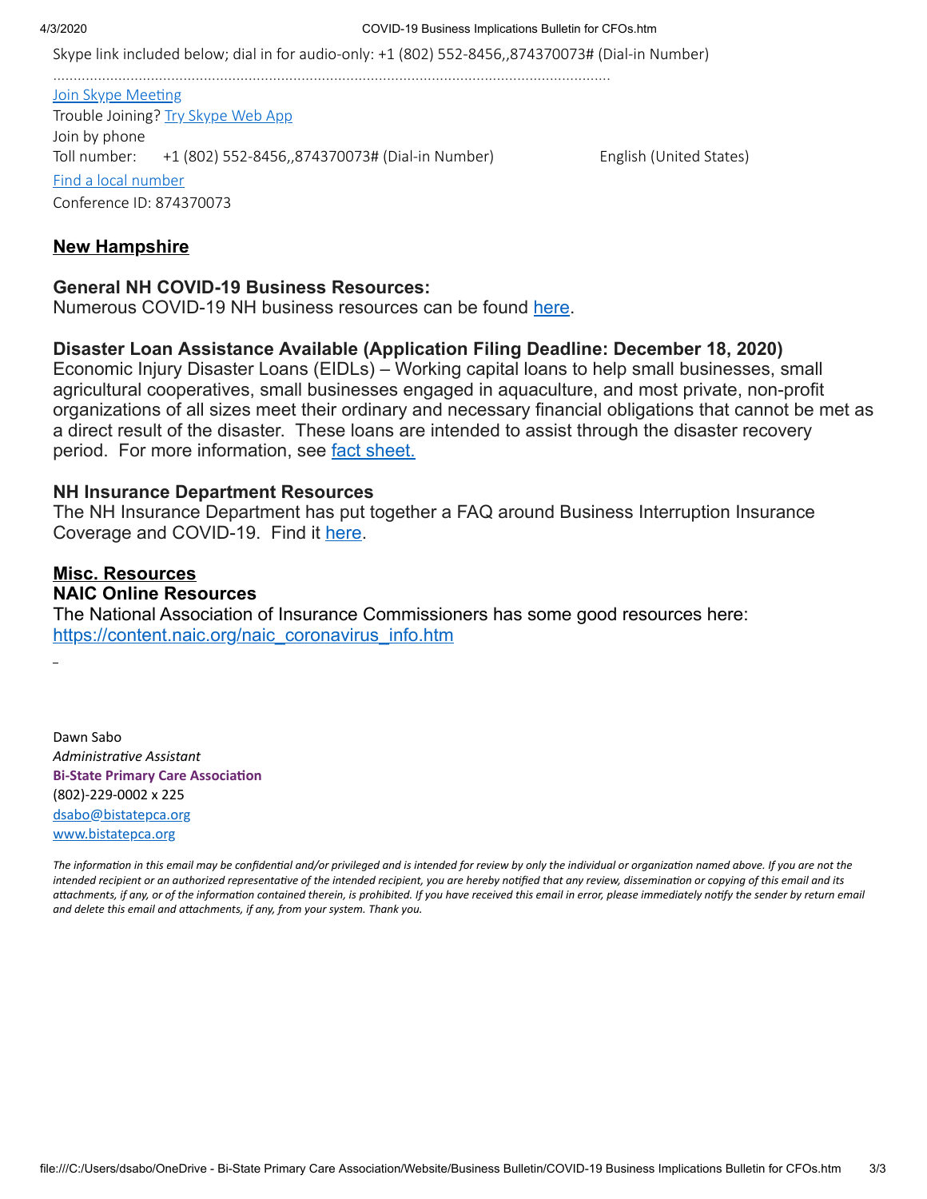Skype link included below; dial in for audio-only: +1 (802) 552-8456,,874370073# (Dial-in Number)

.......................................................................................................................................

[Join Skype Meeting](#)
Trouble Joining? [Try Skype Web App](#)
Join by phone
Toll number: +1 (802) 552-8456,,874370073# (Dial-in Number) English (United States)
[Find a local number](#)
Conference ID: 874370073

## New Hampshire

### General NH COVID-19 Business Resources:

Numerous COVID-19 NH business resources can be found [here](#).

### Disaster Loan Assistance Available (Application Filing Deadline: December 18, 2020)

Economic Injury Disaster Loans (EIDLs) – Working capital loans to help small businesses, small agricultural cooperatives, small businesses engaged in aquaculture, and most private, non-profit organizations of all sizes meet their ordinary and necessary financial obligations that cannot be met as a direct result of the disaster. These loans are intended to assist through the disaster recovery period. For more information, see [fact sheet.](#)

### NH Insurance Department Resources

The NH Insurance Department has put together a FAQ around Business Interruption Insurance Coverage and COVID-19. Find it [here](#).

## Misc. Resources

### NAIC Online Resources

The National Association of Insurance Commissioners has some good resources here: https://content.naic.org/naic_coronavirus_info.htm

Dawn Sabo
*Administrative Assistant*
**Bi-State Primary Care Association**
(802)-229-0002 x 225
dsabo@bistatepca.org
www.bistatepca.org

*The information in this email may be confidential and/or privileged and is intended for review by only the individual or organization named above. If you are not the intended recipient or an authorized representative of the intended recipient, you are hereby notified that any review, dissemination or copying of this email and its attachments, if any, or of the information contained therein, is prohibited. If you have received this email in error, please immediately notify the sender by return email and delete this email and attachments, if any, from your system. Thank you.*